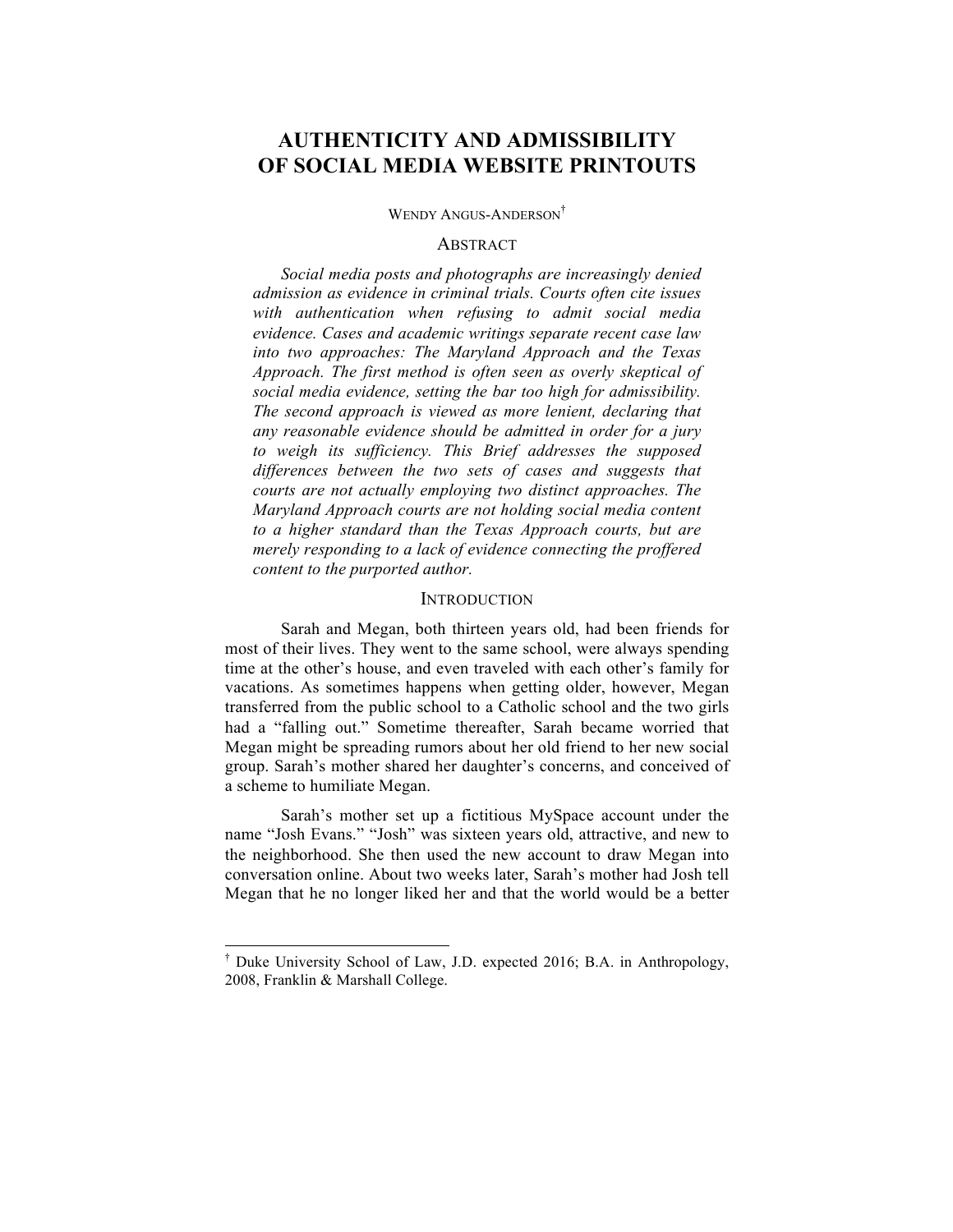# AUTHENTICITY AND ADMISSIBILITY OF SOCIAL MEDIA WEBSITE PRINTOUTS

WENDY ANGUS-ANDERSON[†]

## ABSTRACT

*Social media posts and photographs are increasingly denied admission as evidence in criminal trials. Courts often cite issues with authentication when refusing to admit social media evidence. Cases and academic writings separate recent case law into two approaches: The Maryland Approach and the Texas Approach. The first method is often seen as overly skeptical of social media evidence, setting the bar too high for admissibility. The second approach is viewed as more lenient, declaring that any reasonable evidence should be admitted in order for a jury to weigh its sufficiency. This Brief addresses the supposed differences between the two sets of cases and suggests that courts are not actually employing two distinct approaches. The Maryland Approach courts are not holding social media content to a higher standard than the Texas Approach courts, but are merely responding to a lack of evidence connecting the proffered content to the purported author.*

## INTRODUCTION

Sarah and Megan, both thirteen years old, had been friends for most of their lives. They went to the same school, were always spending time at the other's house, and even traveled with each other's family for vacations. As sometimes happens when getting older, however, Megan transferred from the public school to a Catholic school and the two girls had a "falling out." Sometime thereafter, Sarah became worried that Megan might be spreading rumors about her old friend to her new social group. Sarah's mother shared her daughter's concerns, and conceived of a scheme to humiliate Megan.

Sarah's mother set up a fictitious MySpace account under the name "Josh Evans." "Josh" was sixteen years old, attractive, and new to the neighborhood. She then used the new account to draw Megan into conversation online. About two weeks later, Sarah's mother had Josh tell Megan that he no longer liked her and that the world would be a better

[†] Duke University School of Law, J.D. expected 2016; B.A. in Anthropology, 2008, Franklin & Marshall College.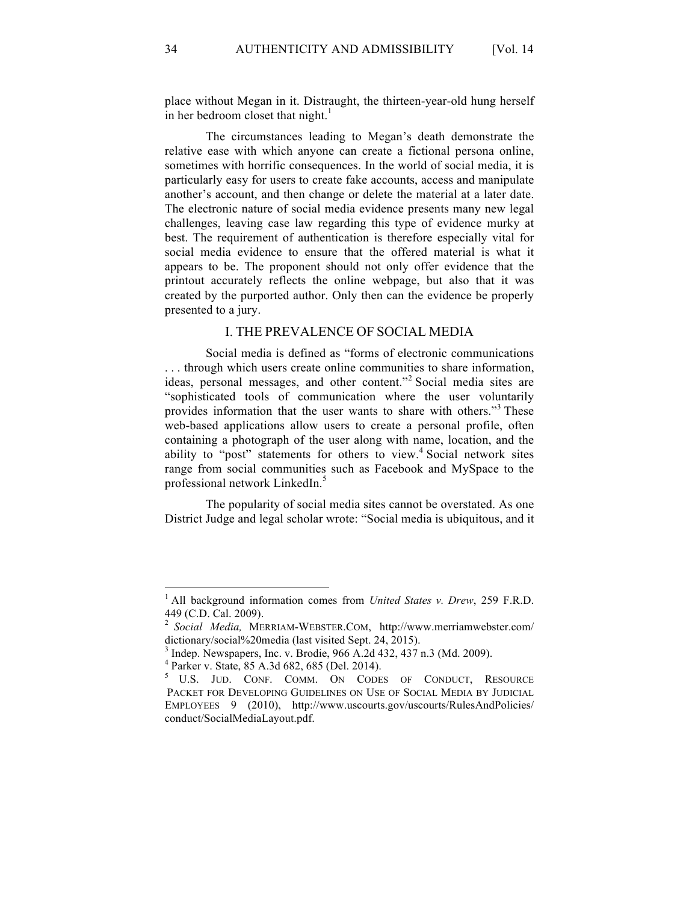place without Megan in it. Distraught, the thirteen-year-old hung herself in her bedroom closet that night.[1]

The circumstances leading to Megan's death demonstrate the relative ease with which anyone can create a fictional persona online, sometimes with horrific consequences. In the world of social media, it is particularly easy for users to create fake accounts, access and manipulate another's account, and then change or delete the material at a later date. The electronic nature of social media evidence presents many new legal challenges, leaving case law regarding this type of evidence murky at best. The requirement of authentication is therefore especially vital for social media evidence to ensure that the offered material is what it appears to be. The proponent should not only offer evidence that the printout accurately reflects the online webpage, but also that it was created by the purported author. Only then can the evidence be properly presented to a jury.

## I. THE PREVALENCE OF SOCIAL MEDIA

Social media is defined as "forms of electronic communications . . . through which users create online communities to share information, ideas, personal messages, and other content."[2] Social media sites are "sophisticated tools of communication where the user voluntarily provides information that the user wants to share with others."[3] These web-based applications allow users to create a personal profile, often containing a photograph of the user along with name, location, and the ability to "post" statements for others to view.[4] Social network sites range from social communities such as Facebook and MySpace to the professional network LinkedIn.[5]

The popularity of social media sites cannot be overstated. As one District Judge and legal scholar wrote: "Social media is ubiquitous, and it

---

[1] All background information comes from *United States v. Drew*, 259 F.R.D. 449 (C.D. Cal. 2009).

[2] *Social Media,* MERRIAM-WEBSTER.COM, http://www.merriamwebster.com/dictionary/social%20media (last visited Sept. 24, 2015).

[3] Indep. Newspapers, Inc. v. Brodie, 966 A.2d 432, 437 n.3 (Md. 2009).

[4] Parker v. State, 85 A.3d 682, 685 (Del. 2014).

[5] U.S. JUD. CONF. COMM. ON CODES OF CONDUCT, RESOURCE PACKET FOR DEVELOPING GUIDELINES ON USE OF SOCIAL MEDIA BY JUDICIAL EMPLOYEES 9 (2010), http://www.uscourts.gov/uscourts/RulesAndPolicies/conduct/SocialMediaLayout.pdf.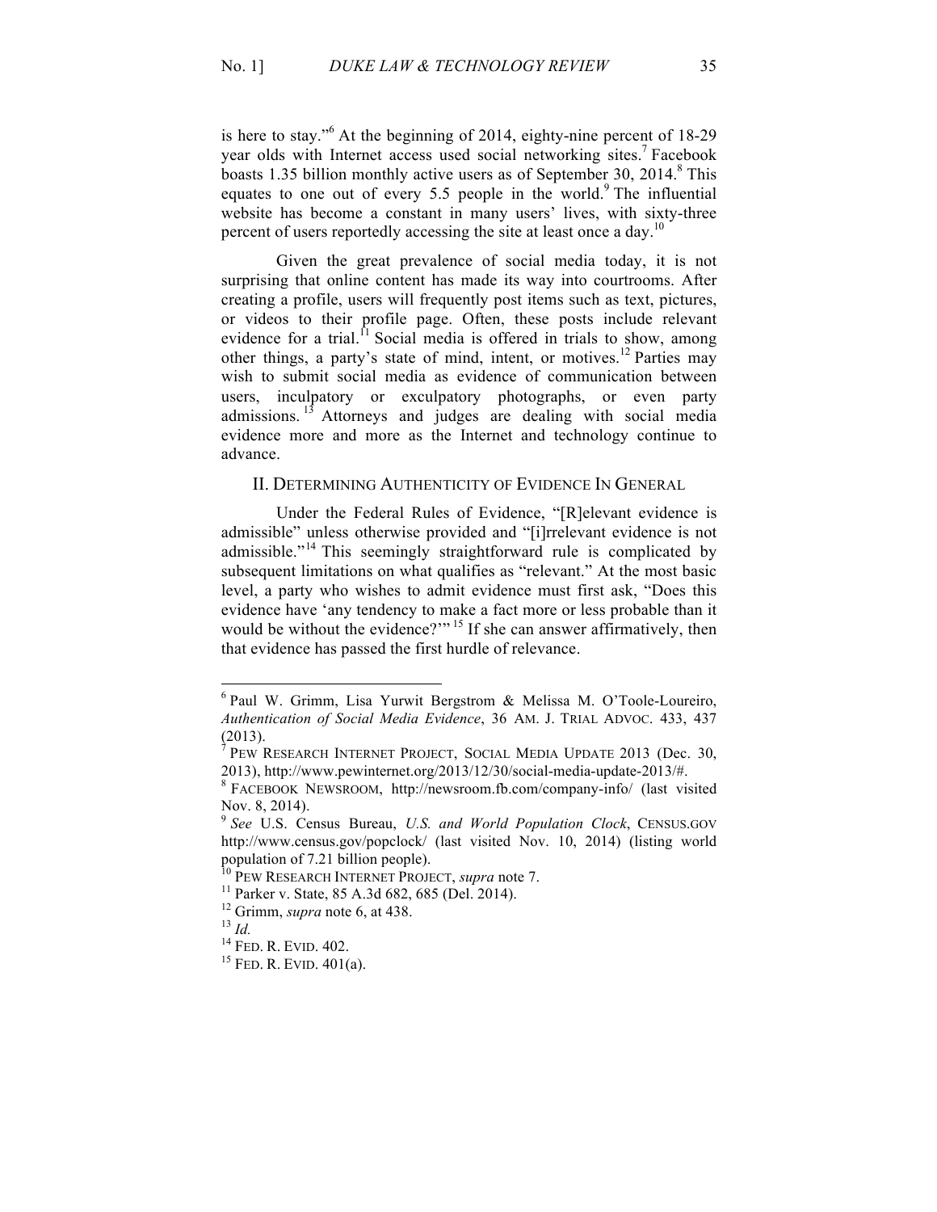is here to stay."[6] At the beginning of 2014, eighty-nine percent of 18-29 year olds with Internet access used social networking sites.[7] Facebook boasts 1.35 billion monthly active users as of September 30, 2014.[8] This equates to one out of every 5.5 people in the world.[9] The influential website has become a constant in many users' lives, with sixty-three percent of users reportedly accessing the site at least once a day.[10]

Given the great prevalence of social media today, it is not surprising that online content has made its way into courtrooms. After creating a profile, users will frequently post items such as text, pictures, or videos to their profile page. Often, these posts include relevant evidence for a trial.[11] Social media is offered in trials to show, among other things, a party's state of mind, intent, or motives.[12] Parties may wish to submit social media as evidence of communication between users, inculpatory or exculpatory photographs, or even party admissions.[13] Attorneys and judges are dealing with social media evidence more and more as the Internet and technology continue to advance.

## II. Determining Authenticity of Evidence In General

Under the Federal Rules of Evidence, "[R]elevant evidence is admissible" unless otherwise provided and "[i]rrelevant evidence is not admissible."[14] This seemingly straightforward rule is complicated by subsequent limitations on what qualifies as "relevant." At the most basic level, a party who wishes to admit evidence must first ask, "Does this evidence have 'any tendency to make a fact more or less probable than it would be without the evidence?'"[15] If she can answer affirmatively, then that evidence has passed the first hurdle of relevance.

---

[6] Paul W. Grimm, Lisa Yurwit Bergstrom & Melissa M. O'Toole-Loureiro, *Authentication of Social Media Evidence*, 36 Am. J. Trial Advoc. 433, 437 (2013).

[7] Pew Research Internet Project, Social Media Update 2013 (Dec. 30, 2013), http://www.pewinternet.org/2013/12/30/social-media-update-2013/#.

[8] Facebook Newsroom, http://newsroom.fb.com/company-info/ (last visited Nov. 8, 2014).

[9] *See* U.S. Census Bureau, *U.S. and World Population Clock*, Census.gov http://www.census.gov/popclock/ (last visited Nov. 10, 2014) (listing world population of 7.21 billion people).

[10] Pew Research Internet Project, *supra* note 7.

[11] Parker v. State, 85 A.3d 682, 685 (Del. 2014).

[12] Grimm, *supra* note 6, at 438.

[13] *Id.*

[14] Fed. R. Evid. 402.

[15] Fed. R. Evid. 401(a).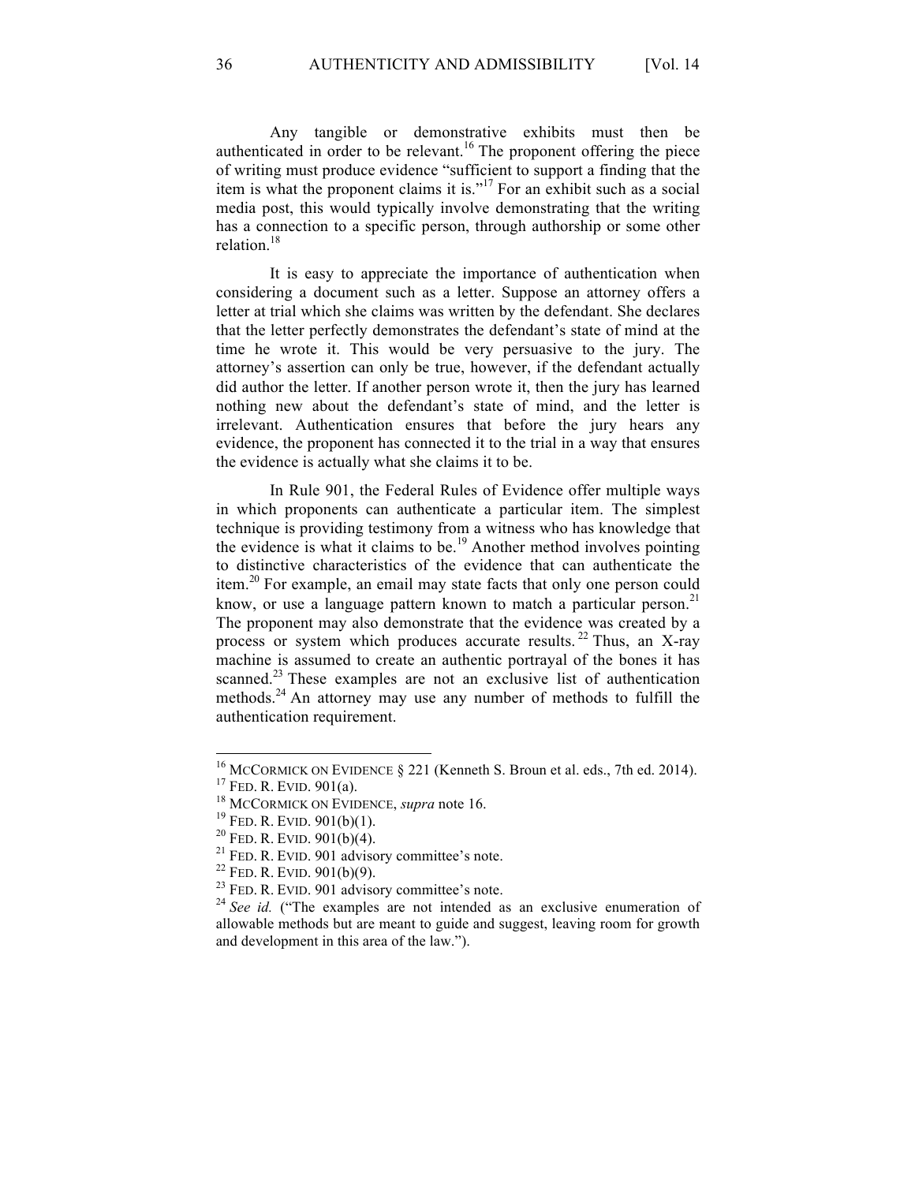Any tangible or demonstrative exhibits must then be authenticated in order to be relevant.[16] The proponent offering the piece of writing must produce evidence "sufficient to support a finding that the item is what the proponent claims it is."[17] For an exhibit such as a social media post, this would typically involve demonstrating that the writing has a connection to a specific person, through authorship or some other relation.[18]

It is easy to appreciate the importance of authentication when considering a document such as a letter. Suppose an attorney offers a letter at trial which she claims was written by the defendant. She declares that the letter perfectly demonstrates the defendant's state of mind at the time he wrote it. This would be very persuasive to the jury. The attorney's assertion can only be true, however, if the defendant actually did author the letter. If another person wrote it, then the jury has learned nothing new about the defendant's state of mind, and the letter is irrelevant. Authentication ensures that before the jury hears any evidence, the proponent has connected it to the trial in a way that ensures the evidence is actually what she claims it to be.

In Rule 901, the Federal Rules of Evidence offer multiple ways in which proponents can authenticate a particular item. The simplest technique is providing testimony from a witness who has knowledge that the evidence is what it claims to be.[19] Another method involves pointing to distinctive characteristics of the evidence that can authenticate the item.[20] For example, an email may state facts that only one person could know, or use a language pattern known to match a particular person.[21] The proponent may also demonstrate that the evidence was created by a process or system which produces accurate results.[22] Thus, an X-ray machine is assumed to create an authentic portrayal of the bones it has scanned.[23] These examples are not an exclusive list of authentication methods.[24] An attorney may use any number of methods to fulfill the authentication requirement.

---

[16] MCCORMICK ON EVIDENCE § 221 (Kenneth S. Broun et al. eds., 7th ed. 2014).

[17] FED. R. EVID. 901(a).

[18] MCCORMICK ON EVIDENCE, *supra* note 16.

[19] FED. R. EVID. 901(b)(1).

[20] FED. R. EVID. 901(b)(4).

[21] FED. R. EVID. 901 advisory committee's note.

[22] FED. R. EVID. 901(b)(9).

[23] FED. R. EVID. 901 advisory committee's note.

[24] *See id.* ("The examples are not intended as an exclusive enumeration of allowable methods but are meant to guide and suggest, leaving room for growth and development in this area of the law.").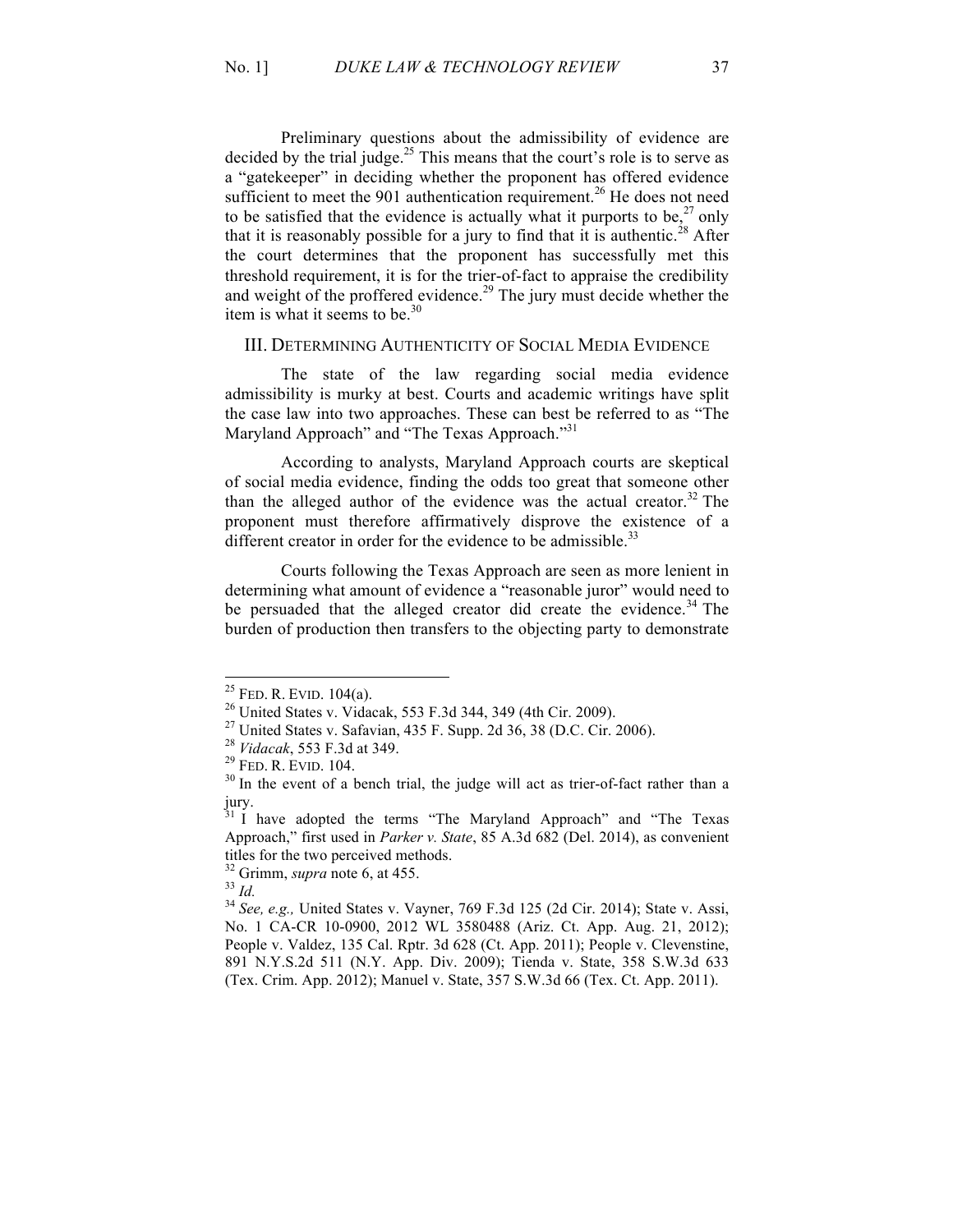Preliminary questions about the admissibility of evidence are decided by the trial judge.[25] This means that the court's role is to serve as a "gatekeeper" in deciding whether the proponent has offered evidence sufficient to meet the 901 authentication requirement.[26] He does not need to be satisfied that the evidence is actually what it purports to be,[27] only that it is reasonably possible for a jury to find that it is authentic.[28] After the court determines that the proponent has successfully met this threshold requirement, it is for the trier-of-fact to appraise the credibility and weight of the proffered evidence.[29] The jury must decide whether the item is what it seems to be.[30]

## III. Determining Authenticity of Social Media Evidence

The state of the law regarding social media evidence admissibility is murky at best. Courts and academic writings have split the case law into two approaches. These can best be referred to as "The Maryland Approach" and "The Texas Approach."[31]

According to analysts, Maryland Approach courts are skeptical of social media evidence, finding the odds too great that someone other than the alleged author of the evidence was the actual creator.[32] The proponent must therefore affirmatively disprove the existence of a different creator in order for the evidence to be admissible.[33]

Courts following the Texas Approach are seen as more lenient in determining what amount of evidence a "reasonable juror" would need to be persuaded that the alleged creator did create the evidence.[34] The burden of production then transfers to the objecting party to demonstrate

---

[25] Fed. R. Evid. 104(a).

[26] United States v. Vidacak, 553 F.3d 344, 349 (4th Cir. 2009).

[27] United States v. Safavian, 435 F. Supp. 2d 36, 38 (D.C. Cir. 2006).

[28] *Vidacak*, 553 F.3d at 349.

[29] Fed. R. Evid. 104.

[30] In the event of a bench trial, the judge will act as trier-of-fact rather than a jury.

[31] I have adopted the terms "The Maryland Approach" and "The Texas Approach," first used in *Parker v. State*, 85 A.3d 682 (Del. 2014), as convenient titles for the two perceived methods.

[32] Grimm, *supra* note 6, at 455.

[33] *Id.*

[34] *See, e.g.,* United States v. Vayner, 769 F.3d 125 (2d Cir. 2014); State v. Assi, No. 1 CA-CR 10-0900, 2012 WL 3580488 (Ariz. Ct. App. Aug. 21, 2012); People v. Valdez, 135 Cal. Rptr. 3d 628 (Ct. App. 2011); People v. Clevenstine, 891 N.Y.S.2d 511 (N.Y. App. Div. 2009); Tienda v. State, 358 S.W.3d 633 (Tex. Crim. App. 2012); Manuel v. State, 357 S.W.3d 66 (Tex. Ct. App. 2011).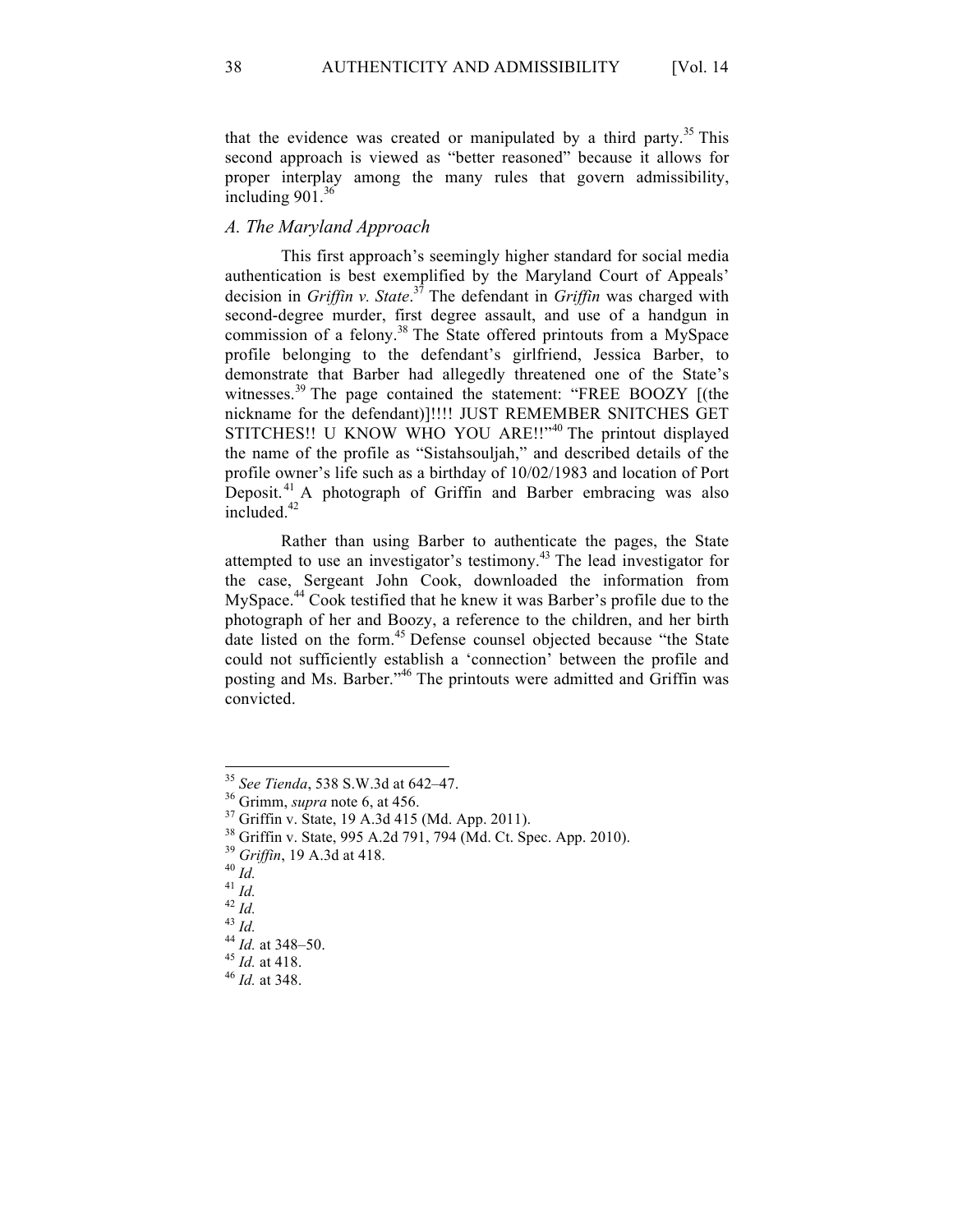that the evidence was created or manipulated by a third party.[35] This second approach is viewed as "better reasoned" because it allows for proper interplay among the many rules that govern admissibility, including 901.[36]

### *A. The Maryland Approach*

This first approach's seemingly higher standard for social media authentication is best exemplified by the Maryland Court of Appeals' decision in *Griffin v. State*.[37] The defendant in *Griffin* was charged with second-degree murder, first degree assault, and use of a handgun in commission of a felony.[38] The State offered printouts from a MySpace profile belonging to the defendant's girlfriend, Jessica Barber, to demonstrate that Barber had allegedly threatened one of the State's witnesses.[39] The page contained the statement: "FREE BOOZY [(the nickname for the defendant)]!!!! JUST REMEMBER SNITCHES GET STITCHES!! U KNOW WHO YOU ARE!!"[40] The printout displayed the name of the profile as "Sistahsouljah," and described details of the profile owner's life such as a birthday of 10/02/1983 and location of Port Deposit.[41] A photograph of Griffin and Barber embracing was also included.[42]

Rather than using Barber to authenticate the pages, the State attempted to use an investigator's testimony.[43] The lead investigator for the case, Sergeant John Cook, downloaded the information from MySpace.[44] Cook testified that he knew it was Barber's profile due to the photograph of her and Boozy, a reference to the children, and her birth date listed on the form.[45] Defense counsel objected because "the State could not sufficiently establish a 'connection' between the profile and posting and Ms. Barber."[46] The printouts were admitted and Griffin was convicted.

---

[35] *See Tienda*, 538 S.W.3d at 642–47.

[36] Grimm, *supra* note 6, at 456.

[37] Griffin v. State, 19 A.3d 415 (Md. App. 2011).

[38] Griffin v. State, 995 A.2d 791, 794 (Md. Ct. Spec. App. 2010).

[39] *Griffin*, 19 A.3d at 418.

[40] *Id.*

[41] *Id.*

[42] *Id.*

[43] *Id.*

[44] *Id.* at 348–50.

[45] *Id.* at 418.

[46] *Id.* at 348.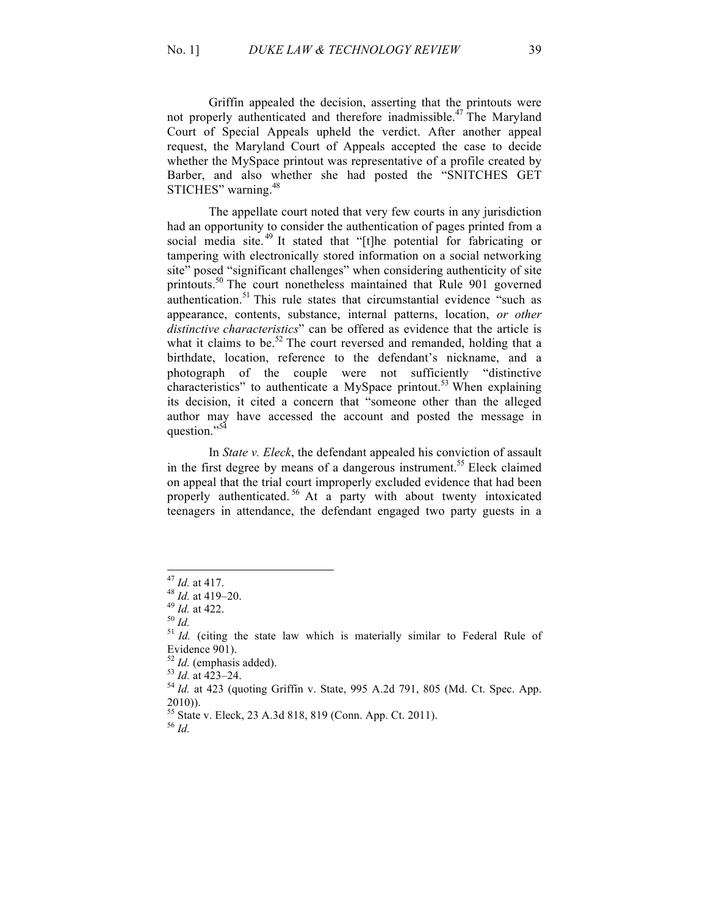Griffin appealed the decision, asserting that the printouts were not properly authenticated and therefore inadmissible.[47] The Maryland Court of Special Appeals upheld the verdict. After another appeal request, the Maryland Court of Appeals accepted the case to decide whether the MySpace printout was representative of a profile created by Barber, and also whether she had posted the "SNITCHES GET STICHES" warning.[48]

The appellate court noted that very few courts in any jurisdiction had an opportunity to consider the authentication of pages printed from a social media site.[49] It stated that "[t]he potential for fabricating or tampering with electronically stored information on a social networking site" posed "significant challenges" when considering authenticity of site printouts.[50] The court nonetheless maintained that Rule 901 governed authentication.[51] This rule states that circumstantial evidence "such as appearance, contents, substance, internal patterns, location, *or other distinctive characteristics*" can be offered as evidence that the article is what it claims to be.[52] The court reversed and remanded, holding that a birthdate, location, reference to the defendant's nickname, and a photograph of the couple were not sufficiently "distinctive characteristics" to authenticate a MySpace printout.[53] When explaining its decision, it cited a concern that "someone other than the alleged author may have accessed the account and posted the message in question."[54]

In *State v. Eleck*, the defendant appealed his conviction of assault in the first degree by means of a dangerous instrument.[55] Eleck claimed on appeal that the trial court improperly excluded evidence that had been properly authenticated.[56] At a party with about twenty intoxicated teenagers in attendance, the defendant engaged two party guests in a

---

[47] *Id.* at 417.

[48] *Id.* at 419–20.

[49] *Id.* at 422.

[50] *Id.*

[51] *Id.* (citing the state law which is materially similar to Federal Rule of Evidence 901).

[52] *Id.* (emphasis added).

[53] *Id.* at 423–24.

[54] *Id.* at 423 (quoting Griffin v. State, 995 A.2d 791, 805 (Md. Ct. Spec. App. 2010)).

[55] State v. Eleck, 23 A.3d 818, 819 (Conn. App. Ct. 2011).

[56] *Id.*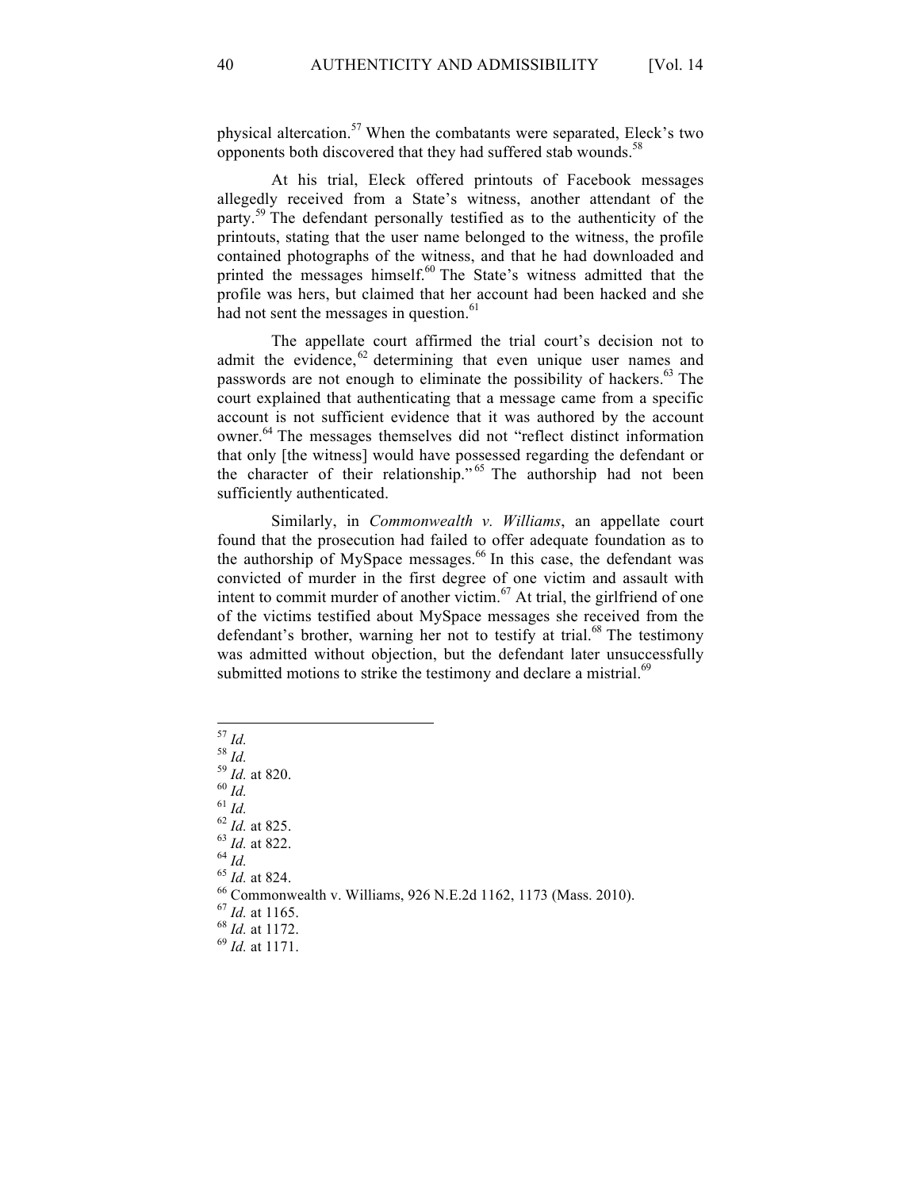physical altercation.[57] When the combatants were separated, Eleck's two opponents both discovered that they had suffered stab wounds.[58]

At his trial, Eleck offered printouts of Facebook messages allegedly received from a State's witness, another attendant of the party.[59] The defendant personally testified as to the authenticity of the printouts, stating that the user name belonged to the witness, the profile contained photographs of the witness, and that he had downloaded and printed the messages himself.[60] The State's witness admitted that the profile was hers, but claimed that her account had been hacked and she had not sent the messages in question.[61]

The appellate court affirmed the trial court's decision not to admit the evidence,[62] determining that even unique user names and passwords are not enough to eliminate the possibility of hackers.[63] The court explained that authenticating that a message came from a specific account is not sufficient evidence that it was authored by the account owner.[64] The messages themselves did not "reflect distinct information that only [the witness] would have possessed regarding the defendant or the character of their relationship."[65] The authorship had not been sufficiently authenticated.

Similarly, in *Commonwealth v. Williams*, an appellate court found that the prosecution had failed to offer adequate foundation as to the authorship of MySpace messages.[66] In this case, the defendant was convicted of murder in the first degree of one victim and assault with intent to commit murder of another victim.[67] At trial, the girlfriend of one of the victims testified about MySpace messages she received from the defendant's brother, warning her not to testify at trial.[68] The testimony was admitted without objection, but the defendant later unsuccessfully submitted motions to strike the testimony and declare a mistrial.[69]

---

[57] *Id.*
[58] *Id.*
[59] *Id.* at 820.
[60] *Id.*
[61] *Id.*
[62] *Id.* at 825.
[63] *Id.* at 822.
[64] *Id.*
[65] *Id.* at 824.
[66] Commonwealth v. Williams, 926 N.E.2d 1162, 1173 (Mass. 2010).
[67] *Id.* at 1165.
[68] *Id.* at 1172.
[69] *Id.* at 1171.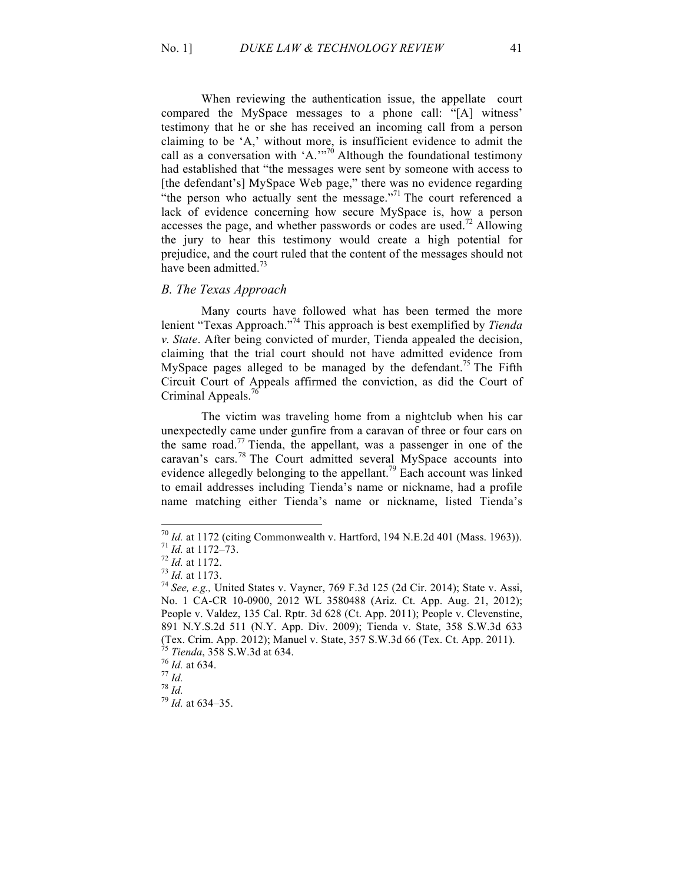When reviewing the authentication issue, the appellate court compared the MySpace messages to a phone call: "[A] witness' testimony that he or she has received an incoming call from a person claiming to be 'A,' without more, is insufficient evidence to admit the call as a conversation with 'A.'"[70] Although the foundational testimony had established that "the messages were sent by someone with access to [the defendant's] MySpace Web page," there was no evidence regarding "the person who actually sent the message."[71] The court referenced a lack of evidence concerning how secure MySpace is, how a person accesses the page, and whether passwords or codes are used.[72] Allowing the jury to hear this testimony would create a high potential for prejudice, and the court ruled that the content of the messages should not have been admitted.[73]

### *B. The Texas Approach*

Many courts have followed what has been termed the more lenient "Texas Approach."[74] This approach is best exemplified by *Tienda v. State*. After being convicted of murder, Tienda appealed the decision, claiming that the trial court should not have admitted evidence from MySpace pages alleged to be managed by the defendant.[75] The Fifth Circuit Court of Appeals affirmed the conviction, as did the Court of Criminal Appeals.[76]

The victim was traveling home from a nightclub when his car unexpectedly came under gunfire from a caravan of three or four cars on the same road.[77] Tienda, the appellant, was a passenger in one of the caravan's cars.[78] The Court admitted several MySpace accounts into evidence allegedly belonging to the appellant.[79] Each account was linked to email addresses including Tienda's name or nickname, had a profile name matching either Tienda's name or nickname, listed Tienda's

---

[70] *Id.* at 1172 (citing Commonwealth v. Hartford, 194 N.E.2d 401 (Mass. 1963)).
[71] *Id.* at 1172–73.
[72] *Id.* at 1172.
[73] *Id.* at 1173.
[74] *See, e.g.,* United States v. Vayner, 769 F.3d 125 (2d Cir. 2014); State v. Assi, No. 1 CA-CR 10-0900, 2012 WL 3580488 (Ariz. Ct. App. Aug. 21, 2012); People v. Valdez, 135 Cal. Rptr. 3d 628 (Ct. App. 2011); People v. Clevenstine, 891 N.Y.S.2d 511 (N.Y. App. Div. 2009); Tienda v. State, 358 S.W.3d 633 (Tex. Crim. App. 2012); Manuel v. State, 357 S.W.3d 66 (Tex. Ct. App. 2011).
[75] *Tienda*, 358 S.W.3d at 634.
[76] *Id.* at 634.
[77] *Id.*
[78] *Id.*
[79] *Id.* at 634–35.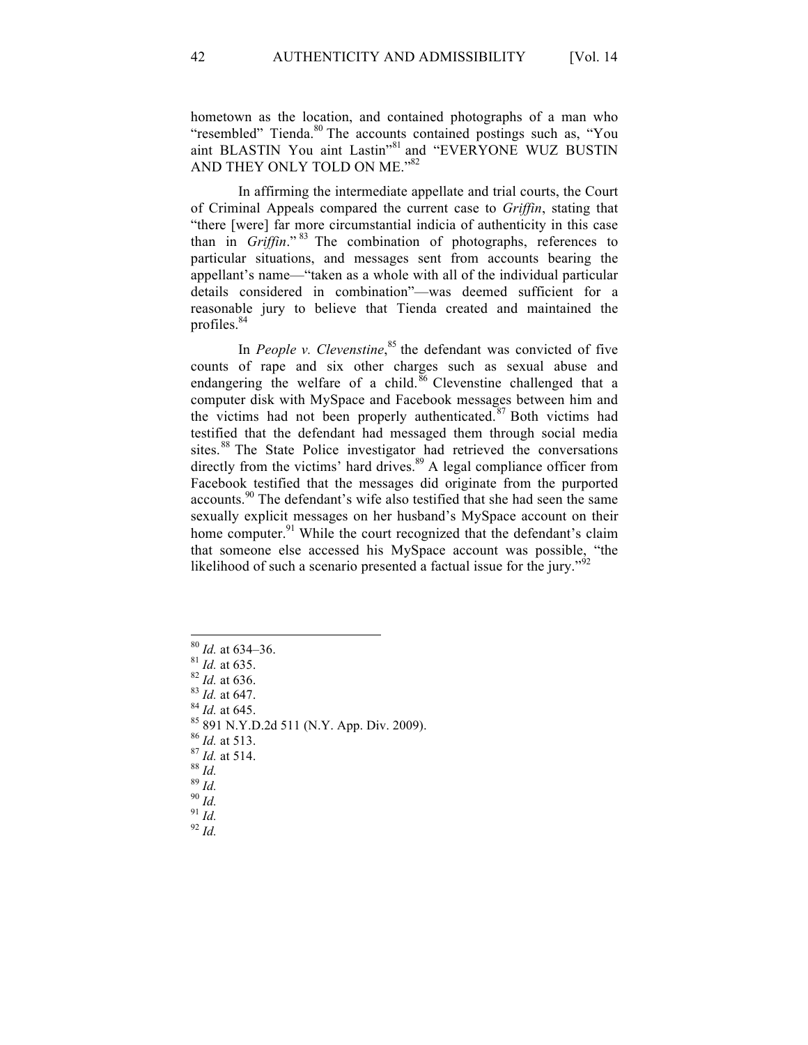hometown as the location, and contained photographs of a man who "resembled" Tienda.[80] The accounts contained postings such as, "You aint BLASTIN You aint Lastin"[81] and "EVERYONE WUZ BUSTIN AND THEY ONLY TOLD ON ME."[82]

In affirming the intermediate appellate and trial courts, the Court of Criminal Appeals compared the current case to *Griffin*, stating that "there [were] far more circumstantial indicia of authenticity in this case than in *Griffin*."[83] The combination of photographs, references to particular situations, and messages sent from accounts bearing the appellant's name—"taken as a whole with all of the individual particular details considered in combination"—was deemed sufficient for a reasonable jury to believe that Tienda created and maintained the profiles.[84]

In *People v. Clevenstine*,[85] the defendant was convicted of five counts of rape and six other charges such as sexual abuse and endangering the welfare of a child.[86] Clevenstine challenged that a computer disk with MySpace and Facebook messages between him and the victims had not been properly authenticated.[87] Both victims had testified that the defendant had messaged them through social media sites.[88] The State Police investigator had retrieved the conversations directly from the victims' hard drives.[89] A legal compliance officer from Facebook testified that the messages did originate from the purported accounts.[90] The defendant's wife also testified that she had seen the same sexually explicit messages on her husband's MySpace account on their home computer.[91] While the court recognized that the defendant's claim that someone else accessed his MySpace account was possible, "the likelihood of such a scenario presented a factual issue for the jury."[92]

---

[80] *Id.* at 634–36.
[81] *Id.* at 635.
[82] *Id.* at 636.
[83] *Id.* at 647.
[84] *Id.* at 645.
[85] 891 N.Y.D.2d 511 (N.Y. App. Div. 2009).
[86] *Id.* at 513.
[87] *Id.* at 514.
[88] *Id.*
[89] *Id.*
[90] *Id.*
[91] *Id.*
[92] *Id.*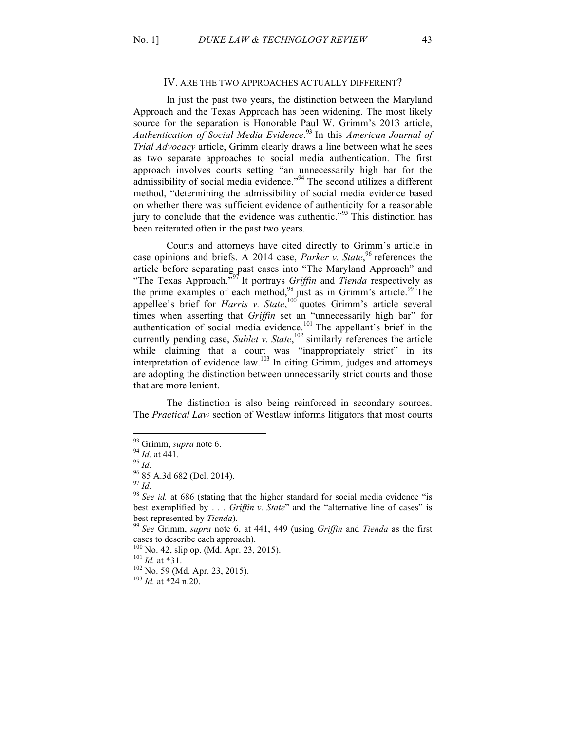## IV. ARE THE TWO APPROACHES ACTUALLY DIFFERENT?

In just the past two years, the distinction between the Maryland Approach and the Texas Approach has been widening. The most likely source for the separation is Honorable Paul W. Grimm's 2013 article, *Authentication of Social Media Evidence*.[93] In this *American Journal of Trial Advocacy* article, Grimm clearly draws a line between what he sees as two separate approaches to social media authentication. The first approach involves courts setting "an unnecessarily high bar for the admissibility of social media evidence."[94] The second utilizes a different method, "determining the admissibility of social media evidence based on whether there was sufficient evidence of authenticity for a reasonable jury to conclude that the evidence was authentic."[95] This distinction has been reiterated often in the past two years.

Courts and attorneys have cited directly to Grimm's article in case opinions and briefs. A 2014 case, *Parker v. State*,[96] references the article before separating past cases into "The Maryland Approach" and "The Texas Approach."[97] It portrays *Griffin* and *Tienda* respectively as the prime examples of each method,[98] just as in Grimm's article.[99] The appellee's brief for *Harris v. State*,[100] quotes Grimm's article several times when asserting that *Griffin* set an "unnecessarily high bar" for authentication of social media evidence.[101] The appellant's brief in the currently pending case, *Sublet v. State*,[102] similarly references the article while claiming that a court was "inappropriately strict" in its interpretation of evidence law.[103] In citing Grimm, judges and attorneys are adopting the distinction between unnecessarily strict courts and those that are more lenient.

The distinction is also being reinforced in secondary sources. The *Practical Law* section of Westlaw informs litigators that most courts

---

[93] Grimm, *supra* note 6.

[94] *Id.* at 441.

[95] *Id.*

[96] 85 A.3d 682 (Del. 2014).

[97] *Id.*

[98] *See id.* at 686 (stating that the higher standard for social media evidence "is best exemplified by . . . *Griffin v. State*" and the "alternative line of cases" is best represented by *Tienda*).

[99] *See* Grimm, *supra* note 6, at 441, 449 (using *Griffin* and *Tienda* as the first cases to describe each approach).

[100] No. 42, slip op. (Md. Apr. 23, 2015).

[101] *Id.* at *31.

[102] No. 59 (Md. Apr. 23, 2015).

[103] *Id.* at *24 n.20.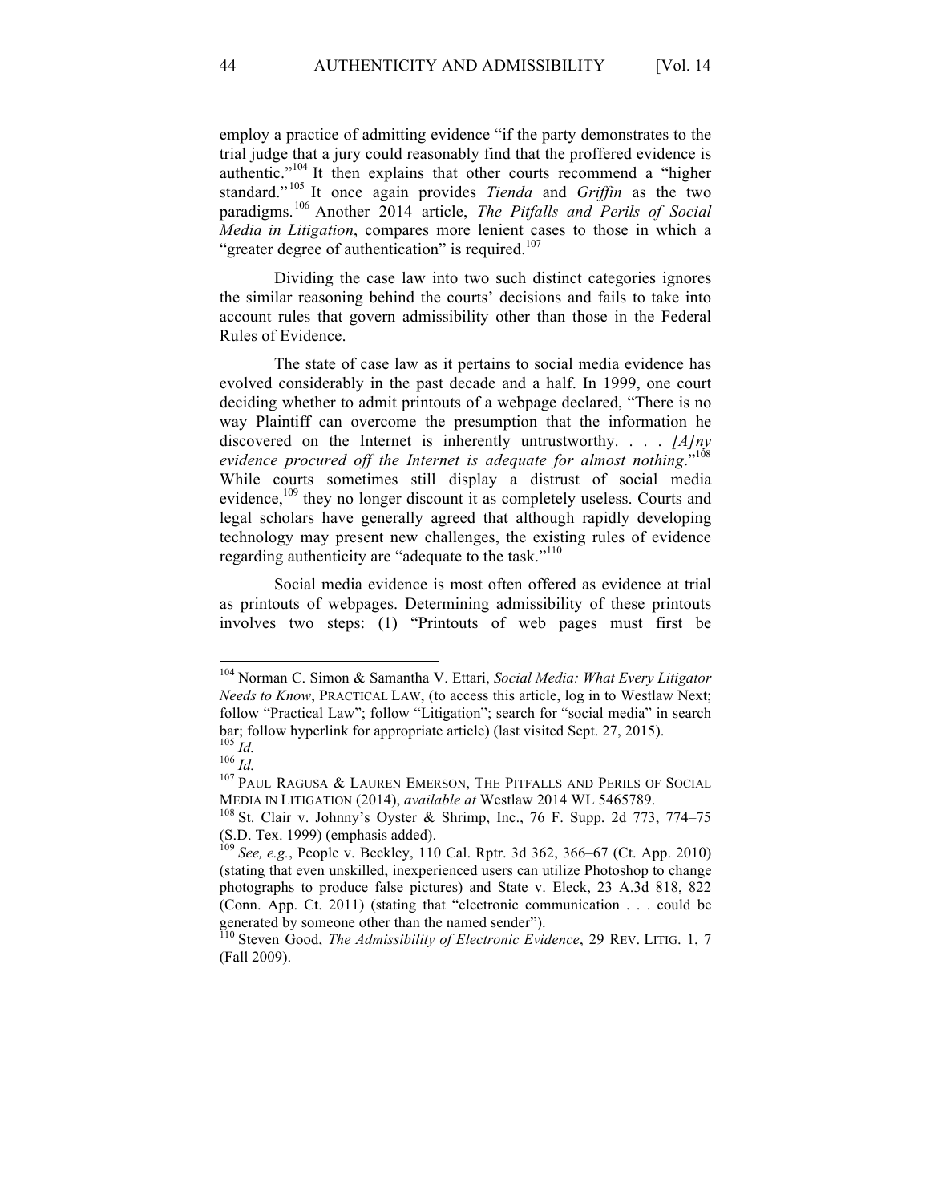employ a practice of admitting evidence "if the party demonstrates to the trial judge that a jury could reasonably find that the proffered evidence is authentic."[104] It then explains that other courts recommend a "higher standard."[105] It once again provides *Tienda* and *Griffin* as the two paradigms.[106] Another 2014 article, *The Pitfalls and Perils of Social Media in Litigation*, compares more lenient cases to those in which a "greater degree of authentication" is required.[107]

Dividing the case law into two such distinct categories ignores the similar reasoning behind the courts' decisions and fails to take into account rules that govern admissibility other than those in the Federal Rules of Evidence.

The state of case law as it pertains to social media evidence has evolved considerably in the past decade and a half. In 1999, one court deciding whether to admit printouts of a webpage declared, "There is no way Plaintiff can overcome the presumption that the information he discovered on the Internet is inherently untrustworthy. . . . *[A]ny evidence procured off the Internet is adequate for almost nothing*."[108] While courts sometimes still display a distrust of social media evidence,[109] they no longer discount it as completely useless. Courts and legal scholars have generally agreed that although rapidly developing technology may present new challenges, the existing rules of evidence regarding authenticity are "adequate to the task."[110]

Social media evidence is most often offered as evidence at trial as printouts of webpages. Determining admissibility of these printouts involves two steps: (1) "Printouts of web pages must first be

---

[104] Norman C. Simon & Samantha V. Ettari, *Social Media: What Every Litigator Needs to Know*, PRACTICAL LAW, (to access this article, log in to Westlaw Next; follow "Practical Law"; follow "Litigation"; search for "social media" in search bar; follow hyperlink for appropriate article) (last visited Sept. 27, 2015).

[105] *Id.*

[106] *Id.*

[107] PAUL RAGUSA & LAUREN EMERSON, THE PITFALLS AND PERILS OF SOCIAL MEDIA IN LITIGATION (2014), *available at* Westlaw 2014 WL 5465789.

[108] St. Clair v. Johnny's Oyster & Shrimp, Inc., 76 F. Supp. 2d 773, 774–75 (S.D. Tex. 1999) (emphasis added).

[109] *See, e.g.*, People v. Beckley, 110 Cal. Rptr. 3d 362, 366–67 (Ct. App. 2010) (stating that even unskilled, inexperienced users can utilize Photoshop to change photographs to produce false pictures) and State v. Eleck, 23 A.3d 818, 822 (Conn. App. Ct. 2011) (stating that "electronic communication . . . could be generated by someone other than the named sender").

[110] Steven Good, *The Admissibility of Electronic Evidence*, 29 REV. LITIG. 1, 7 (Fall 2009).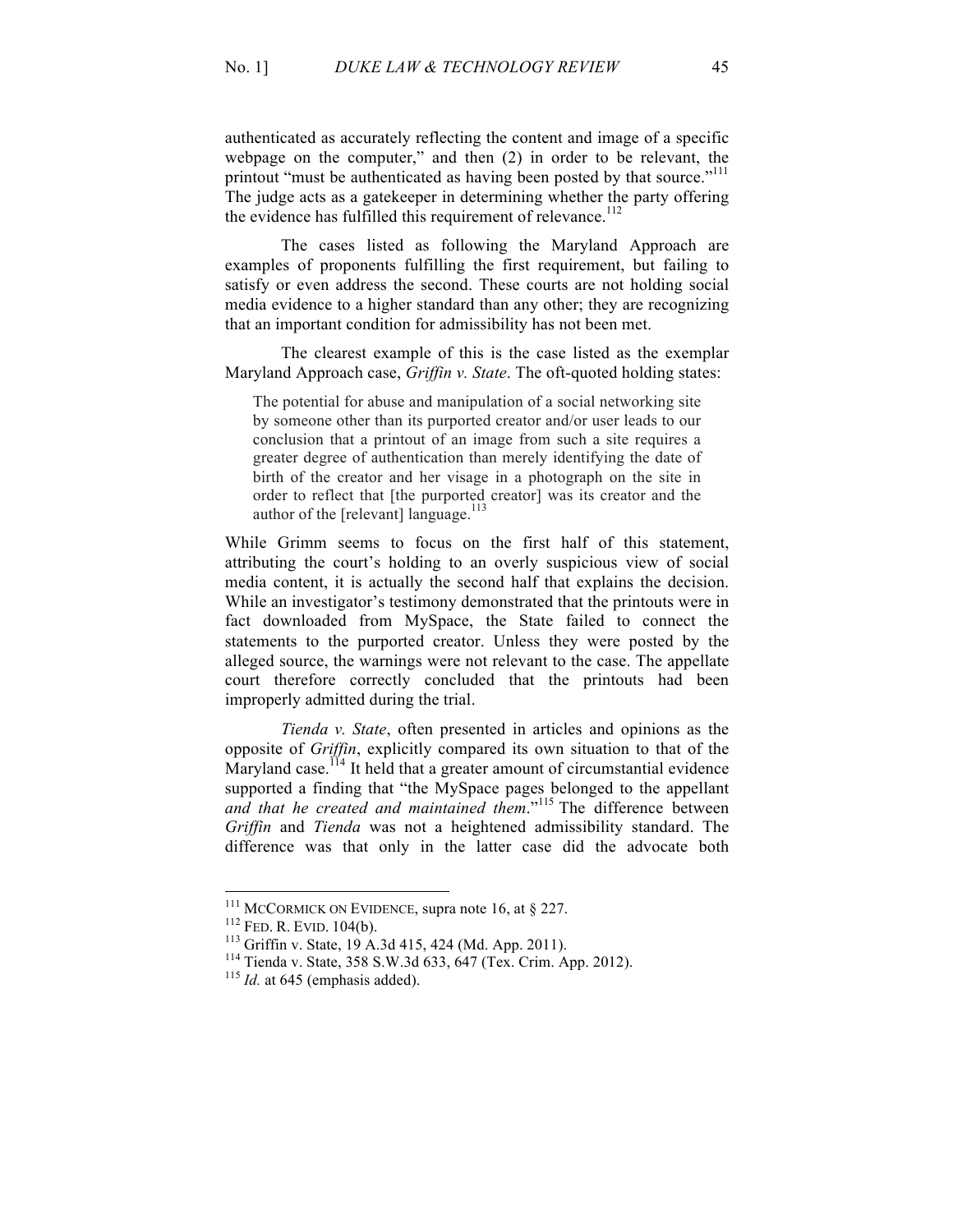authenticated as accurately reflecting the content and image of a specific webpage on the computer," and then (2) in order to be relevant, the printout "must be authenticated as having been posted by that source."[111] The judge acts as a gatekeeper in determining whether the party offering the evidence has fulfilled this requirement of relevance.[112]

The cases listed as following the Maryland Approach are examples of proponents fulfilling the first requirement, but failing to satisfy or even address the second. These courts are not holding social media evidence to a higher standard than any other; they are recognizing that an important condition for admissibility has not been met.

The clearest example of this is the case listed as the exemplar Maryland Approach case, *Griffin v. State*. The oft-quoted holding states:

> The potential for abuse and manipulation of a social networking site by someone other than its purported creator and/or user leads to our conclusion that a printout of an image from such a site requires a greater degree of authentication than merely identifying the date of birth of the creator and her visage in a photograph on the site in order to reflect that [the purported creator] was its creator and the author of the [relevant] language.[113]

While Grimm seems to focus on the first half of this statement, attributing the court's holding to an overly suspicious view of social media content, it is actually the second half that explains the decision. While an investigator's testimony demonstrated that the printouts were in fact downloaded from MySpace, the State failed to connect the statements to the purported creator. Unless they were posted by the alleged source, the warnings were not relevant to the case. The appellate court therefore correctly concluded that the printouts had been improperly admitted during the trial.

*Tienda v. State*, often presented in articles and opinions as the opposite of *Griffin*, explicitly compared its own situation to that of the Maryland case.[114] It held that a greater amount of circumstantial evidence supported a finding that "the MySpace pages belonged to the appellant *and that he created and maintained them*."[115] The difference between *Griffin* and *Tienda* was not a heightened admissibility standard. The difference was that only in the latter case did the advocate both

---

[111] McCormick on Evidence, supra note 16, at § 227.

[112] Fed. R. Evid. 104(b).

[113] Griffin v. State, 19 A.3d 415, 424 (Md. App. 2011).

[114] Tienda v. State, 358 S.W.3d 633, 647 (Tex. Crim. App. 2012).

[115] *Id.* at 645 (emphasis added).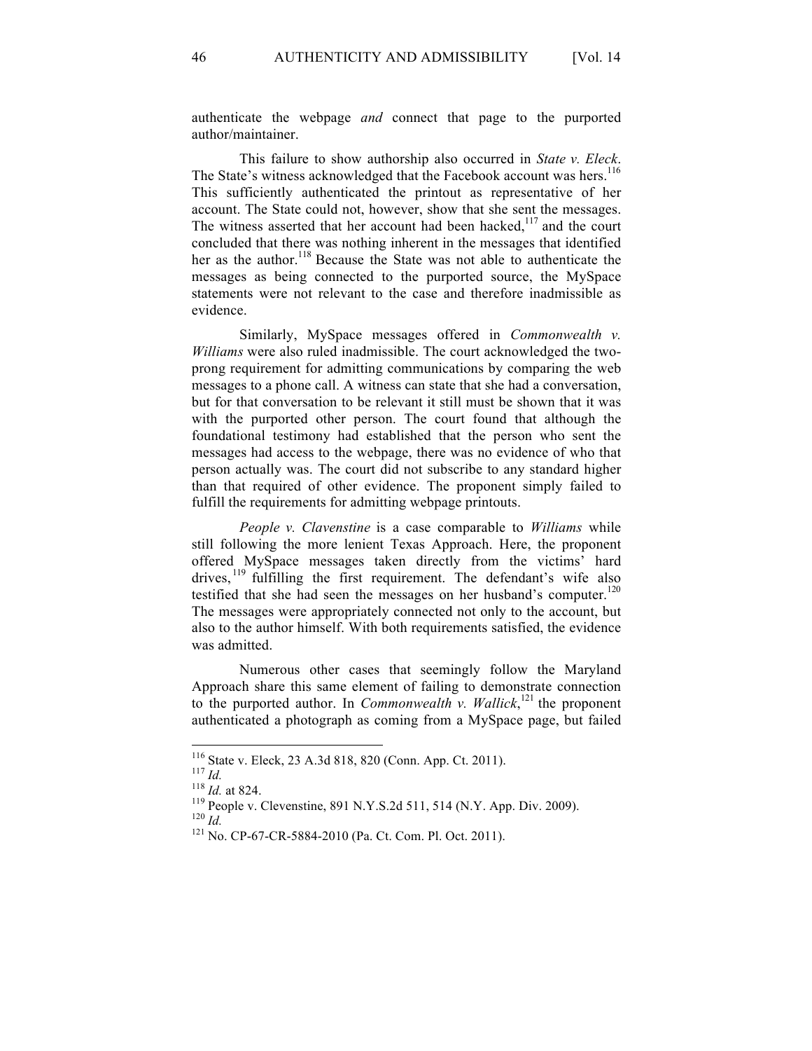authenticate the webpage *and* connect that page to the purported author/maintainer.

This failure to show authorship also occurred in *State v. Eleck*. The State's witness acknowledged that the Facebook account was hers.[116] This sufficiently authenticated the printout as representative of her account. The State could not, however, show that she sent the messages. The witness asserted that her account had been hacked,[117] and the court concluded that there was nothing inherent in the messages that identified her as the author.[118] Because the State was not able to authenticate the messages as being connected to the purported source, the MySpace statements were not relevant to the case and therefore inadmissible as evidence.

Similarly, MySpace messages offered in *Commonwealth v. Williams* were also ruled inadmissible. The court acknowledged the two-prong requirement for admitting communications by comparing the web messages to a phone call. A witness can state that she had a conversation, but for that conversation to be relevant it still must be shown that it was with the purported other person. The court found that although the foundational testimony had established that the person who sent the messages had access to the webpage, there was no evidence of who that person actually was. The court did not subscribe to any standard higher than that required of other evidence. The proponent simply failed to fulfill the requirements for admitting webpage printouts.

*People v. Clavenstine* is a case comparable to *Williams* while still following the more lenient Texas Approach. Here, the proponent offered MySpace messages taken directly from the victims' hard drives,[119] fulfilling the first requirement. The defendant's wife also testified that she had seen the messages on her husband's computer.[120] The messages were appropriately connected not only to the account, but also to the author himself. With both requirements satisfied, the evidence was admitted.

Numerous other cases that seemingly follow the Maryland Approach share this same element of failing to demonstrate connection to the purported author. In *Commonwealth v. Wallick*,[121] the proponent authenticated a photograph as coming from a MySpace page, but failed

---

[116] State v. Eleck, 23 A.3d 818, 820 (Conn. App. Ct. 2011).

[117] *Id.*

[118] *Id.* at 824.

[119] People v. Clevenstine, 891 N.Y.S.2d 511, 514 (N.Y. App. Div. 2009).

[120] *Id.*

[121] No. CP-67-CR-5884-2010 (Pa. Ct. Com. Pl. Oct. 2011).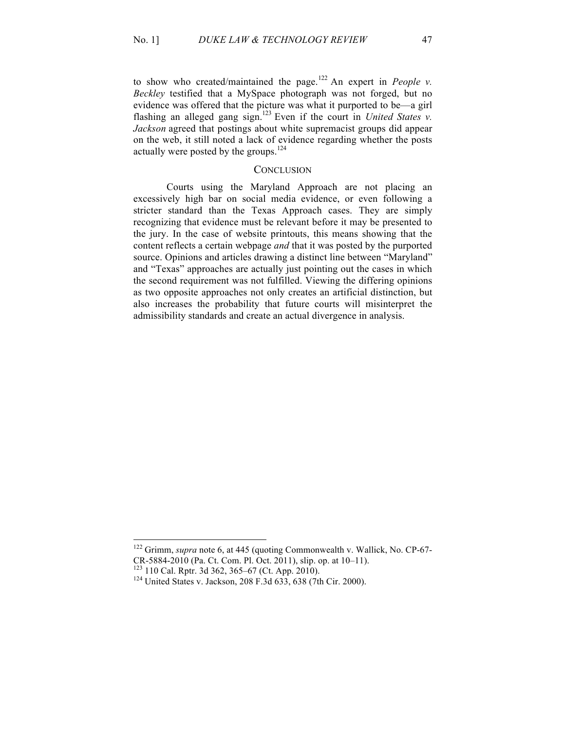to show who created/maintained the page.[122] An expert in *People v. Beckley* testified that a MySpace photograph was not forged, but no evidence was offered that the picture was what it purported to be—a girl flashing an alleged gang sign.[123] Even if the court in *United States v. Jackson* agreed that postings about white supremacist groups did appear on the web, it still noted a lack of evidence regarding whether the posts actually were posted by the groups.[124]

## CONCLUSION

Courts using the Maryland Approach are not placing an excessively high bar on social media evidence, or even following a stricter standard than the Texas Approach cases. They are simply recognizing that evidence must be relevant before it may be presented to the jury. In the case of website printouts, this means showing that the content reflects a certain webpage *and* that it was posted by the purported source. Opinions and articles drawing a distinct line between "Maryland" and "Texas" approaches are actually just pointing out the cases in which the second requirement was not fulfilled. Viewing the differing opinions as two opposite approaches not only creates an artificial distinction, but also increases the probability that future courts will misinterpret the admissibility standards and create an actual divergence in analysis.

---

[122] Grimm, *supra* note 6, at 445 (quoting Commonwealth v. Wallick, No. CP-67-CR-5884-2010 (Pa. Ct. Com. Pl. Oct. 2011), slip. op. at 10–11).

[123] 110 Cal. Rptr. 3d 362, 365–67 (Ct. App. 2010).

[124] United States v. Jackson, 208 F.3d 633, 638 (7th Cir. 2000).